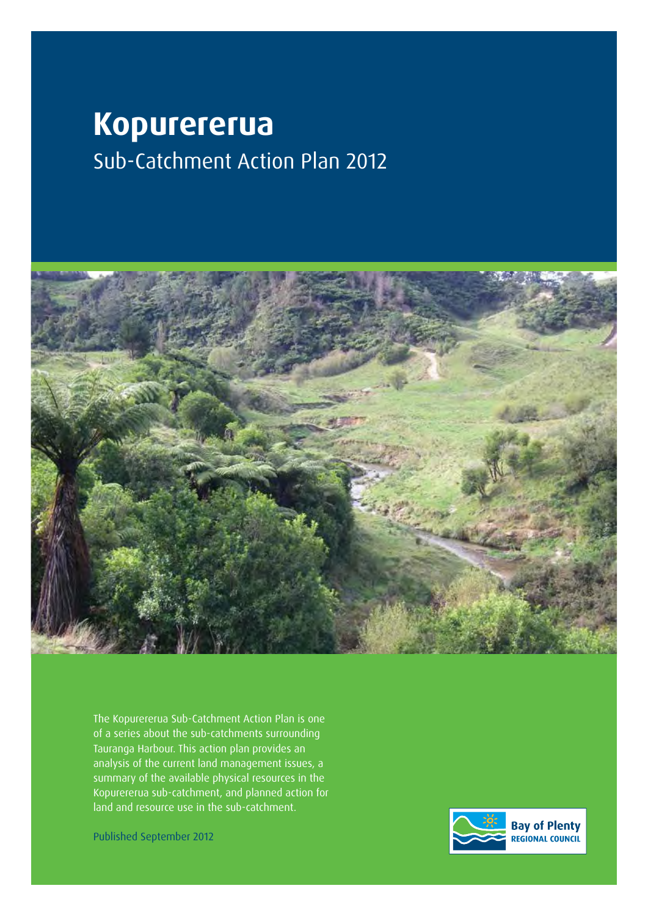# Kopurererua

## Sub-Catchment Action Plan 2012

The Kopurererua Sub-Catchment Action Plan is one of a series about the sub-catchments surrounding Tauranga Harbour. This action plan provides an analysis of the current land management issues, a summary of the available physical resources in the Kopurererua sub-catchment, and planned action for land and resource use in the sub-catchment.

Published September 2012

Bay of Plenty REGIONAL COUNCIL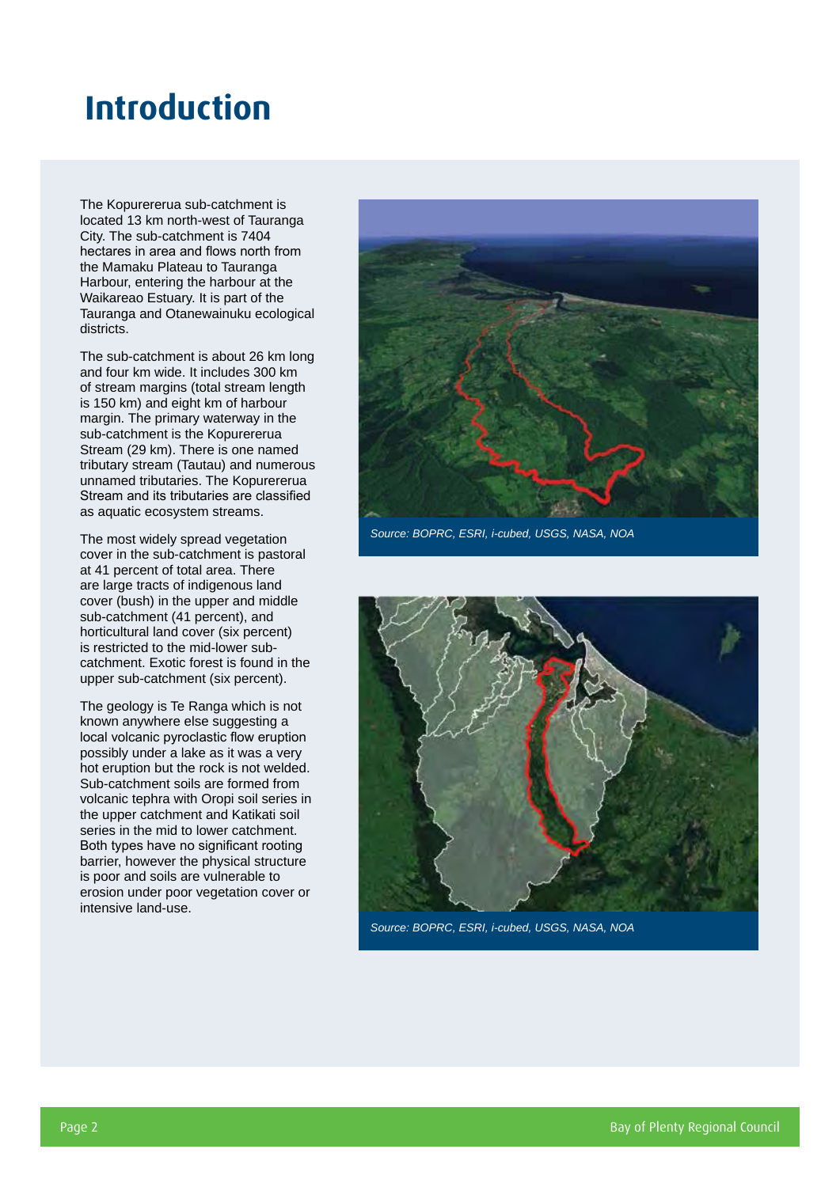# Introduction

The Kopurererua sub-catchment is located 13 km north-west of Tauranga City. The sub-catchment is 7404 hectares in area and flows north from the Mamaku Plateau to Tauranga Harbour, entering the harbour at the Waikareao Estuary. It is part of the Tauranga and Otanewainuku ecological districts.

The sub-catchment is about 26 km long and four km wide. It includes 300 km of stream margins (total stream length is 150 km) and eight km of harbour margin. The primary waterway in the sub-catchment is the Kopurererua Stream (29 km). There is one named tributary stream (Tautau) and numerous unnamed tributaries. The Kopurererua Stream and its tributaries are classified as aquatic ecosystem streams.

The most widely spread vegetation cover in the sub-catchment is pastoral at 41 percent of total area. There are large tracts of indigenous land cover (bush) in the upper and middle sub-catchment (41 percent), and horticultural land cover (six percent) is restricted to the mid-lower sub-catchment. Exotic forest is found in the upper sub-catchment (six percent).

The geology is Te Ranga which is not known anywhere else suggesting a local volcanic pyroclastic flow eruption possibly under a lake as it was a very hot eruption but the rock is not welded. Sub-catchment soils are formed from volcanic tephra with Oropi soil series in the upper catchment and Katikati soil series in the mid to lower catchment. Both types have no significant rooting barrier, however the physical structure is poor and soils are vulnerable to erosion under poor vegetation cover or intensive land-use.

*Source: BOPRC, ESRI, i-cubed, USGS, NASA, NOA*

*Source: BOPRC, ESRI, i-cubed, USGS, NASA, NOA*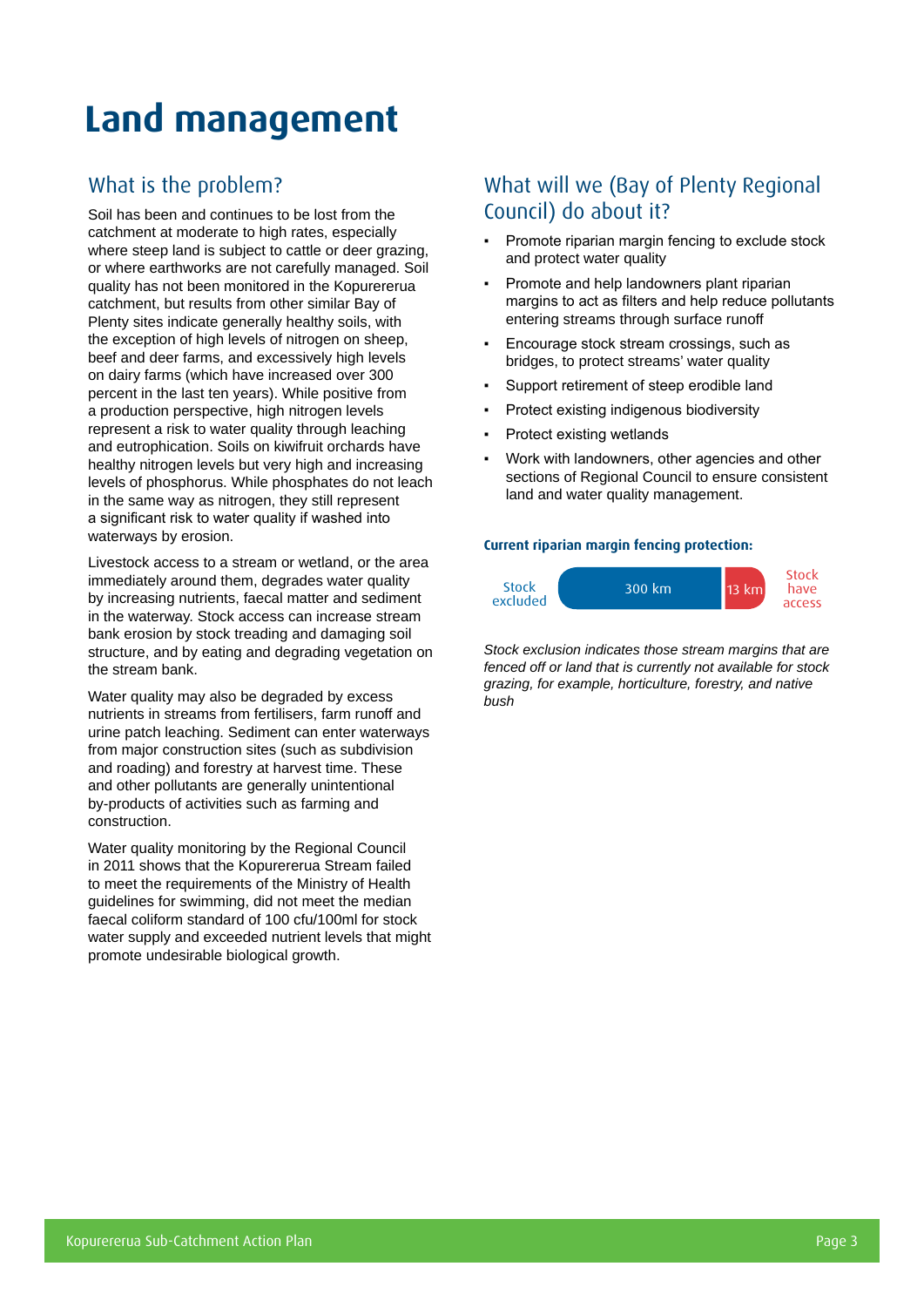# Land management

## What is the problem?

Soil has been and continues to be lost from the catchment at moderate to high rates, especially where steep land is subject to cattle or deer grazing, or where earthworks are not carefully managed. Soil quality has not been monitored in the Kopurererua catchment, but results from other similar Bay of Plenty sites indicate generally healthy soils, with the exception of high levels of nitrogen on sheep, beef and deer farms, and excessively high levels on dairy farms (which have increased over 300 percent in the last ten years). While positive from a production perspective, high nitrogen levels represent a risk to water quality through leaching and eutrophication. Soils on kiwifruit orchards have healthy nitrogen levels but very high and increasing levels of phosphorus. While phosphates do not leach in the same way as nitrogen, they still represent a significant risk to water quality if washed into waterways by erosion.

Livestock access to a stream or wetland, or the area immediately around them, degrades water quality by increasing nutrients, faecal matter and sediment in the waterway. Stock access can increase stream bank erosion by stock treading and damaging soil structure, and by eating and degrading vegetation on the stream bank.

Water quality may also be degraded by excess nutrients in streams from fertilisers, farm runoff and urine patch leaching. Sediment can enter waterways from major construction sites (such as subdivision and roading) and forestry at harvest time. These and other pollutants are generally unintentional by-products of activities such as farming and construction.

Water quality monitoring by the Regional Council in 2011 shows that the Kopurererua Stream failed to meet the requirements of the Ministry of Health guidelines for swimming, did not meet the median faecal coliform standard of 100 cfu/100ml for stock water supply and exceeded nutrient levels that might promote undesirable biological growth.

## What will we (Bay of Plenty Regional Council) do about it?

- Promote riparian margin fencing to exclude stock and protect water quality
- Promote and help landowners plant riparian margins to act as filters and help reduce pollutants entering streams through surface runoff
- Encourage stock stream crossings, such as bridges, to protect streams' water quality
- Support retirement of steep erodible land
- Protect existing indigenous biodiversity
- Protect existing wetlands
- Work with landowners, other agencies and other sections of Regional Council to ensure consistent land and water quality management.

**Current riparian margin fencing protection:**

| Stock excluded | Stock have access |
|---|---|
| 300 km | 13 km |

*Stock exclusion indicates those stream margins that are fenced off or land that is currently not available for stock grazing, for example, horticulture, forestry, and native bush*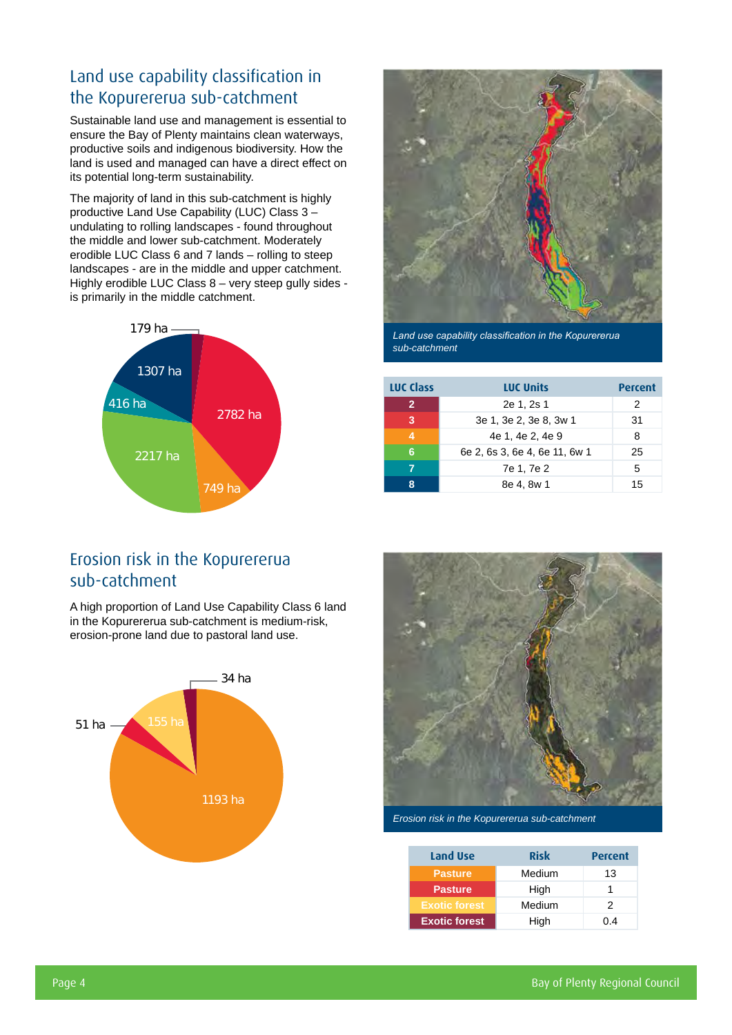## Land use capability classification in the Kopurererua sub-catchment

Sustainable land use and management is essential to ensure the Bay of Plenty maintains clean waterways, productive soils and indigenous biodiversity. How the land is used and managed can have a direct effect on its potential long-term sustainability.

The majority of land in this sub-catchment is highly productive Land Use Capability (LUC) Class 3 – undulating to rolling landscapes - found throughout the middle and lower sub-catchment. Moderately erodible LUC Class 6 and 7 lands – rolling to steep landscapes - are in the middle and upper catchment. Highly erodible LUC Class 8 – very steep gully sides - is primarily in the middle catchment.

179 ha, 2782 ha, 749 ha, 2217 ha, 416 ha, 1307 ha

*Land use capability classification in the Kopurererua sub-catchment*

| LUC Class | LUC Units | Percent |
|---|---|---|
| 2 | 2e 1, 2s 1 | 2 |
| 3 | 3e 1, 3e 2, 3e 8, 3w 1 | 31 |
| 4 | 4e 1, 4e 2, 4e 9 | 8 |
| 6 | 6e 2, 6s 3, 6e 4, 6e 11, 6w 1 | 25 |
| 7 | 7e 1, 7e 2 | 5 |
| 8 | 8e 4, 8w 1 | 15 |

## Erosion risk in the Kopurererua sub-catchment

A high proportion of Land Use Capability Class 6 land in the Kopurererua sub-catchment is medium-risk, erosion-prone land due to pastoral land use.

34 ha, 51 ha, 155 ha, 1193 ha

*Erosion risk in the Kopurererua sub-catchment*

| Land Use | Risk | Percent |
|---|---|---|
| Pasture | Medium | 13 |
| Pasture | High | 1 |
| Exotic forest | Medium | 2 |
| Exotic forest | High | 0.4 |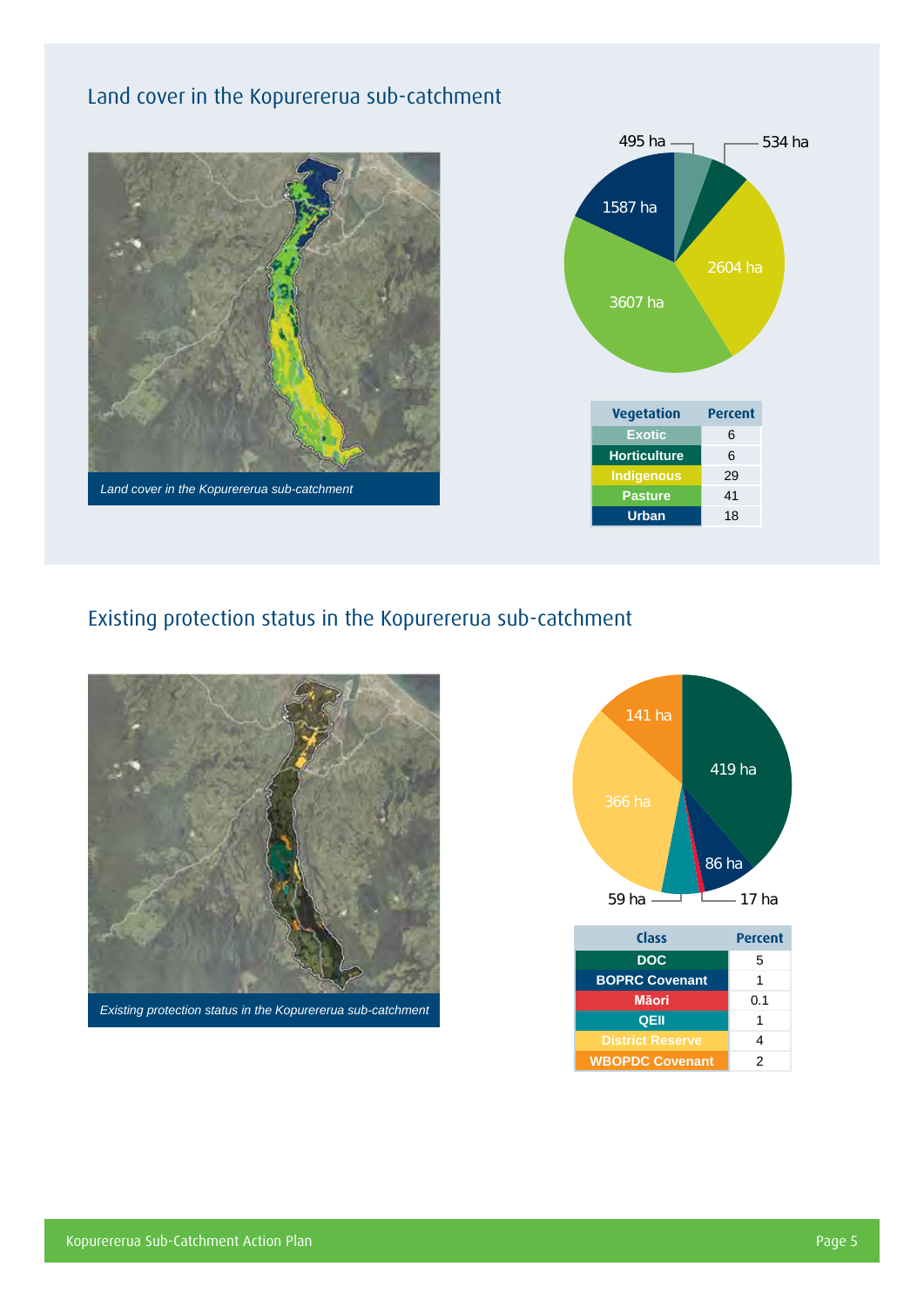## Land cover in the Kopurererua sub-catchment

*Land cover in the Kopurererua sub-catchment*

495 ha
534 ha
1587 ha
2604 ha
3607 ha

| Vegetation | Percent |
|---|---|
| Exotic | 6 |
| Horticulture | 6 |
| Indigenous | 29 |
| Pasture | 41 |
| Urban | 18 |

## Existing protection status in the Kopurererua sub-catchment

*Existing protection status in the Kopurererua sub-catchment*

141 ha
419 ha
366 ha
86 ha
59 ha
17 ha

| Class | Percent |
|---|---|
| DOC | 5 |
| BOPRC Covenant | 1 |
| Māori | 0.1 |
| QEII | 1 |
| District Reserve | 4 |
| WBOPDC Covenant | 2 |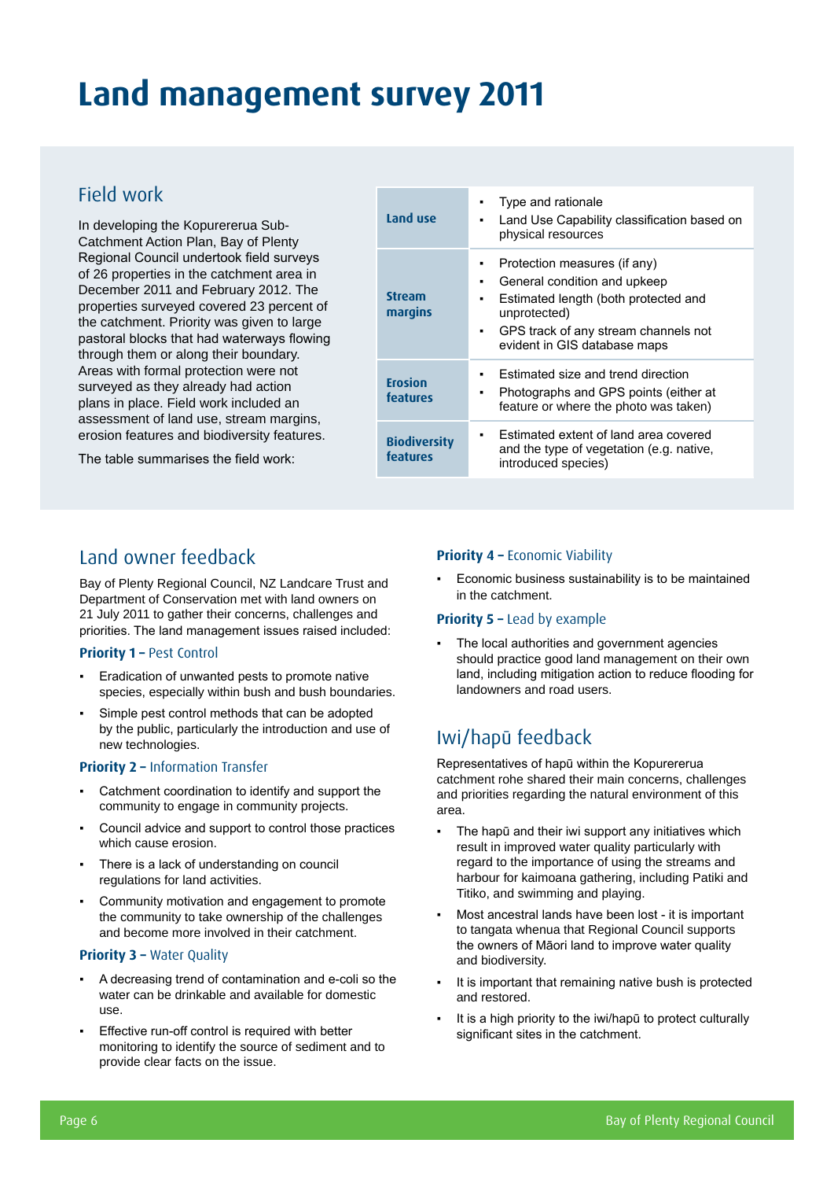# Land management survey 2011

## Field work

In developing the Kopurererua Sub-Catchment Action Plan, Bay of Plenty Regional Council undertook field surveys of 26 properties in the catchment area in December 2011 and February 2012. The properties surveyed covered 23 percent of the catchment. Priority was given to large pastoral blocks that had waterways flowing through them or along their boundary. Areas with formal protection were not surveyed as they already had action plans in place. Field work included an assessment of land use, stream margins, erosion features and biodiversity features.

The table summarises the field work:

| | |
|---|---|
| **Land use** | ▪ Type and rationale<br>▪ Land Use Capability classification based on physical resources |
| **Stream margins** | ▪ Protection measures (if any)<br>▪ General condition and upkeep<br>▪ Estimated length (both protected and unprotected)<br>▪ GPS track of any stream channels not evident in GIS database maps |
| **Erosion features** | ▪ Estimated size and trend direction<br>▪ Photographs and GPS points (either at feature or where the photo was taken) |
| **Biodiversity features** | ▪ Estimated extent of land area covered and the type of vegetation (e.g. native, introduced species) |

## Land owner feedback

Bay of Plenty Regional Council, NZ Landcare Trust and Department of Conservation met with land owners on 21 July 2011 to gather their concerns, challenges and priorities. The land management issues raised included:

### Priority 1 – Pest Control

- Eradication of unwanted pests to promote native species, especially within bush and bush boundaries.
- Simple pest control methods that can be adopted by the public, particularly the introduction and use of new technologies.

### Priority 2 – Information Transfer

- Catchment coordination to identify and support the community to engage in community projects.
- Council advice and support to control those practices which cause erosion.
- There is a lack of understanding on council regulations for land activities.
- Community motivation and engagement to promote the community to take ownership of the challenges and become more involved in their catchment.

### Priority 3 – Water Quality

- A decreasing trend of contamination and e-coli so the water can be drinkable and available for domestic use.
- Effective run-off control is required with better monitoring to identify the source of sediment and to provide clear facts on the issue.

### Priority 4 – Economic Viability

- Economic business sustainability is to be maintained in the catchment.

### Priority 5 – Lead by example

- The local authorities and government agencies should practice good land management on their own land, including mitigation action to reduce flooding for landowners and road users.

## Iwi/hapū feedback

Representatives of hapū within the Kopurererua catchment rohe shared their main concerns, challenges and priorities regarding the natural environment of this area.

- The hapū and their iwi support any initiatives which result in improved water quality particularly with regard to the importance of using the streams and harbour for kaimoana gathering, including Patiki and Titiko, and swimming and playing.
- Most ancestral lands have been lost - it is important to tangata whenua that Regional Council supports the owners of Māori land to improve water quality and biodiversity.
- It is important that remaining native bush is protected and restored.
- It is a high priority to the iwi/hapū to protect culturally significant sites in the catchment.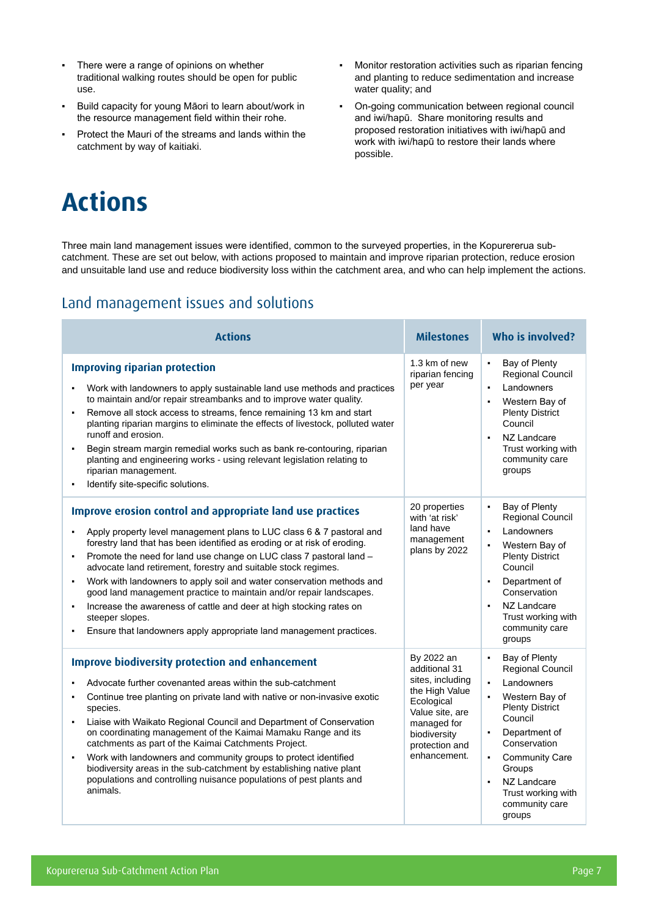- There were a range of opinions on whether traditional walking routes should be open for public use.
- Build capacity for young Māori to learn about/work in the resource management field within their rohe.
- Protect the Mauri of the streams and lands within the catchment by way of kaitiaki.
- Monitor restoration activities such as riparian fencing and planting to reduce sedimentation and increase water quality; and
- On-going communication between regional council and iwi/hapū. Share monitoring results and proposed restoration initiatives with iwi/hapū and work with iwi/hapū to restore their lands where possible.

# Actions

Three main land management issues were identified, common to the surveyed properties, in the Kopurererua sub-catchment. These are set out below, with actions proposed to maintain and improve riparian protection, reduce erosion and unsuitable land use and reduce biodiversity loss within the catchment area, and who can help implement the actions.

## Land management issues and solutions

| Actions | Milestones | Who is involved? |
|---|---|---|
| **Improving riparian protection**<br>- Work with landowners to apply sustainable land use methods and practices to maintain and/or repair streambanks and to improve water quality.<br>- Remove all stock access to streams, fence remaining 13 km and start planting riparian margins to eliminate the effects of livestock, polluted water runoff and erosion.<br>- Begin stream margin remedial works such as bank re-contouring, riparian planting and engineering works - using relevant legislation relating to riparian management.<br>- Identify site-specific solutions. | 1.3 km of new riparian fencing per year | - Bay of Plenty Regional Council<br>- Landowners<br>- Western Bay of Plenty District Council<br>- NZ Landcare Trust working with community care groups |
| **Improve erosion control and appropriate land use practices**<br>- Apply property level management plans to LUC class 6 & 7 pastoral and forestry land that has been identified as eroding or at risk of eroding.<br>- Promote the need for land use change on LUC class 7 pastoral land – advocate land retirement, forestry and suitable stock regimes.<br>- Work with landowners to apply soil and water conservation methods and good land management practice to maintain and/or repair landscapes.<br>- Increase the awareness of cattle and deer at high stocking rates on steeper slopes.<br>- Ensure that landowners apply appropriate land management practices. | 20 properties with 'at risk' land have management plans by 2022 | - Bay of Plenty Regional Council<br>- Landowners<br>- Western Bay of Plenty District Council<br>- Department of Conservation<br>- NZ Landcare Trust working with community care groups |
| **Improve biodiversity protection and enhancement**<br>- Advocate further covenanted areas within the sub-catchment<br>- Continue tree planting on private land with native or non-invasive exotic species.<br>- Liaise with Waikato Regional Council and Department of Conservation on coordinating management of the Kaimai Mamaku Range and its catchments as part of the Kaimai Catchments Project.<br>- Work with landowners and community groups to protect identified biodiversity areas in the sub-catchment by establishing native plant populations and controlling nuisance populations of pest plants and animals. | By 2022 an additional 31 sites, including the High Value Ecological Value site, are managed for biodiversity protection and enhancement. | - Bay of Plenty Regional Council<br>- Landowners<br>- Western Bay of Plenty District Council<br>- Department of Conservation<br>- Community Care Groups<br>- NZ Landcare Trust working with community care groups |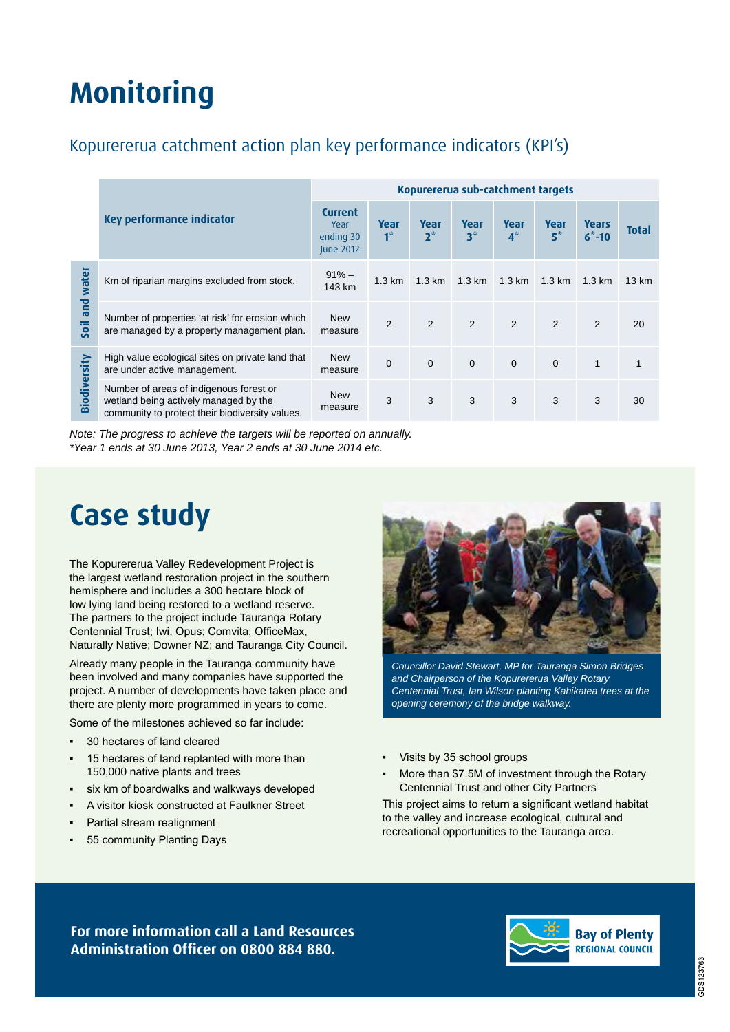# Monitoring

## Kopurererua catchment action plan key performance indicators (KPI's)

| | Key performance indicator | Kopurererua sub-catchment targets | | | | | | | |
|---|---|---|---|---|---|---|---|---|---|
| | | Current Year ending 30 June 2012 | Year 1* | Year 2* | Year 3* | Year 4* | Year 5* | Years 6*-10 | Total |
| Soil and water | Km of riparian margins excluded from stock. | 91% – 143 km | 1.3 km | 1.3 km | 1.3 km | 1.3 km | 1.3 km | 1.3 km | 13 km |
| Soil and water | Number of properties 'at risk' for erosion which are managed by a property management plan. | New measure | 2 | 2 | 2 | 2 | 2 | 2 | 20 |
| Biodiversity | High value ecological sites on private land that are under active management. | New measure | 0 | 0 | 0 | 0 | 0 | 1 | 1 |
| Biodiversity | Number of areas of indigenous forest or wetland being actively managed by the community to protect their biodiversity values. | New measure | 3 | 3 | 3 | 3 | 3 | 3 | 30 |

*Note: The progress to achieve the targets will be reported on annually.*
*\*Year 1 ends at 30 June 2013, Year 2 ends at 30 June 2014 etc.*

# Case study

The Kopurererua Valley Redevelopment Project is the largest wetland restoration project in the southern hemisphere and includes a 300 hectare block of low lying land being restored to a wetland reserve. The partners to the project include Tauranga Rotary Centennial Trust; Iwi, Opus; Comvita; OfficeMax, Naturally Native; Downer NZ; and Tauranga City Council.

Already many people in the Tauranga community have been involved and many companies have supported the project. A number of developments have taken place and there are plenty more programmed in years to come.

Some of the milestones achieved so far include:

- 30 hectares of land cleared
- 15 hectares of land replanted with more than 150,000 native plants and trees
- six km of boardwalks and walkways developed
- A visitor kiosk constructed at Faulkner Street
- Partial stream realignment
- 55 community Planting Days
- Visits by 35 school groups
- More than $7.5M of investment through the Rotary Centennial Trust and other City Partners

*Councillor David Stewart, MP for Tauranga Simon Bridges and Chairperson of the Kopurererua Valley Rotary Centennial Trust, Ian Wilson planting Kahikatea trees at the opening ceremony of the bridge walkway.*

This project aims to return a significant wetland habitat to the valley and increase ecological, cultural and recreational opportunities to the Tauranga area.

**For more information call a Land Resources Administration Officer on 0800 884 880.**

Bay of Plenty REGIONAL COUNCIL

GDS123763